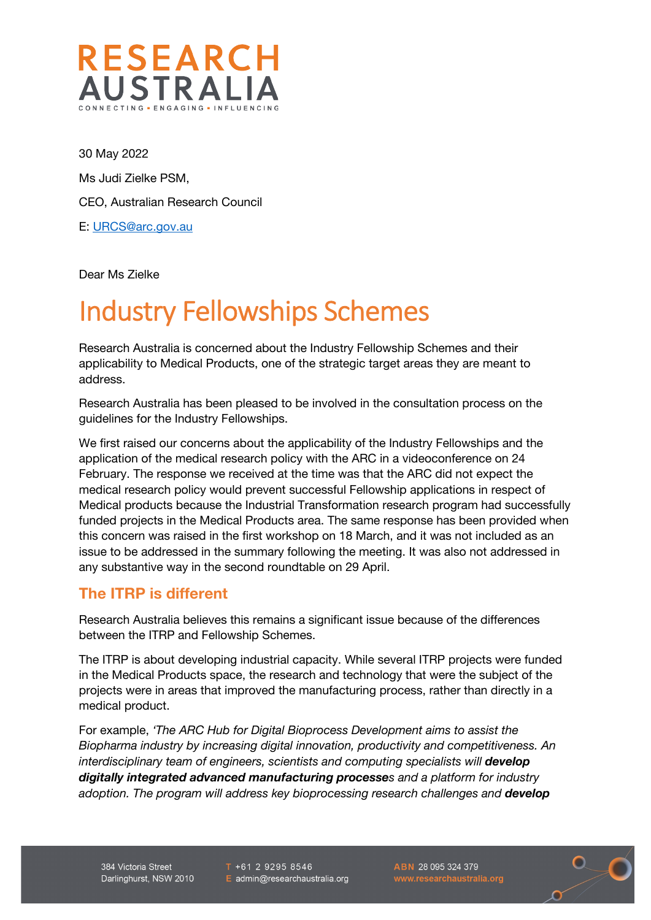30 May 2022

Ms Judi Zielke PSM,

CEO, Australian Research Council

E: URCS@arc.gov.au

Dear Ms Zielke

# Industry Fellowships Schemes

Research Australia is concerned about the Industry Fellowship Schemes and their applicability to Medical Products, one of the strategic target areas they are meant to address.

Research Australia has been pleased to be involved in the consultation process on the guidelines for the Industry Fellowships.

We first raised our concerns about the applicability of the Industry Fellowships and the application of the medical research policy with the ARC in a videoconference on 24 February. The response we received at the time was that the ARC did not expect the medical research policy would prevent successful Fellowship applications in respect of Medical products because the Industrial Transformation research program had successfully funded projects in the Medical Products area. The same response has been provided when this concern was raised in the first workshop on 18 March, and it was not included as an issue to be addressed in the summary following the meeting. It was also not addressed in any substantive way in the second roundtable on 29 April.

## The ITRP is different

Research Australia believes this remains a significant issue because of the differences between the ITRP and Fellowship Schemes.

The ITRP is about developing industrial capacity. While several ITRP projects were funded in the Medical Products space, the research and technology that were the subject of the projects were in areas that improved the manufacturing process, rather than directly in a medical product.

For example, *'The ARC Hub for Digital Bioprocess Development aims to assist the Biopharma industry by increasing digital innovation, productivity and competitiveness. An interdisciplinary team of engineers, scientists and computing specialists will* ***develop digitally integrated advanced manufacturing processe****s and a platform for industry adoption. The program will address key bioprocessing research challenges and* ***develop***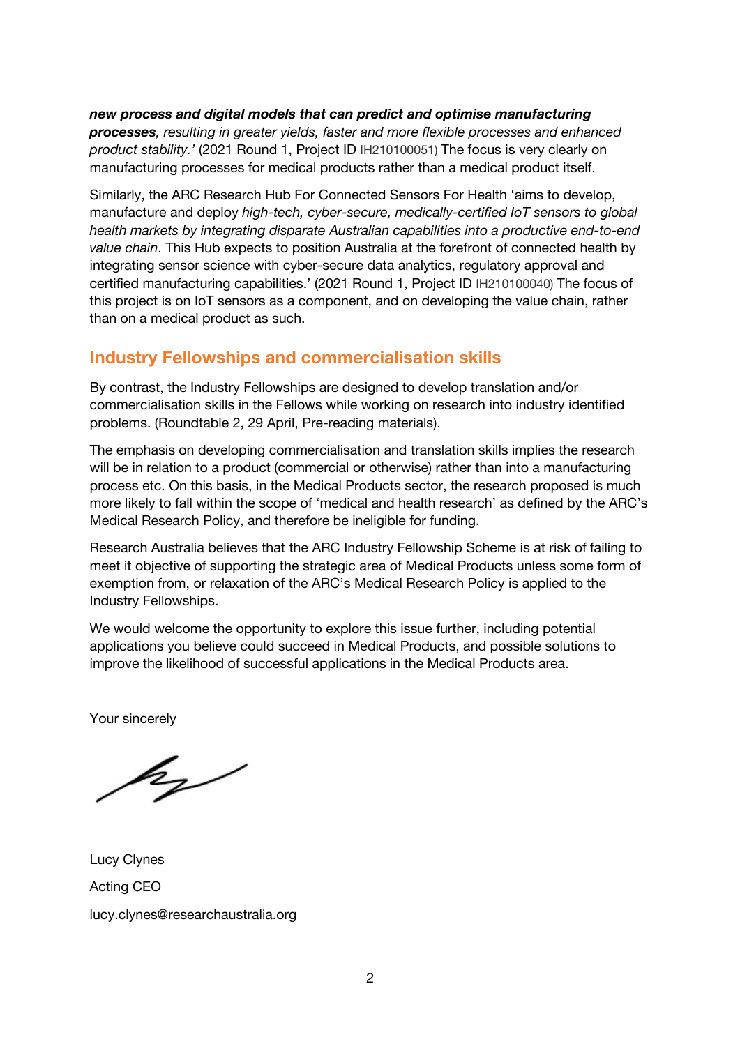***new process and digital models that can predict and optimise manufacturing processes****, resulting in greater yields, faster and more flexible processes and enhanced product stability.'* (2021 Round 1, Project ID IH210100051) The focus is very clearly on manufacturing processes for medical products rather than a medical product itself.

Similarly, the ARC Research Hub For Connected Sensors For Health 'aims to develop, manufacture and deploy *high-tech, cyber-secure, medically-certified IoT sensors to global health markets by integrating disparate Australian capabilities into a productive end-to-end value chain*. This Hub expects to position Australia at the forefront of connected health by integrating sensor science with cyber-secure data analytics, regulatory approval and certified manufacturing capabilities.' (2021 Round 1, Project ID IH210100040) The focus of this project is on IoT sensors as a component, and on developing the value chain, rather than on a medical product as such.

## Industry Fellowships and commercialisation skills

By contrast, the Industry Fellowships are designed to develop translation and/or commercialisation skills in the Fellows while working on research into industry identified problems. (Roundtable 2, 29 April, Pre-reading materials).

The emphasis on developing commercialisation and translation skills implies the research will be in relation to a product (commercial or otherwise) rather than into a manufacturing process etc. On this basis, in the Medical Products sector, the research proposed is much more likely to fall within the scope of 'medical and health research' as defined by the ARC's Medical Research Policy, and therefore be ineligible for funding.

Research Australia believes that the ARC Industry Fellowship Scheme is at risk of failing to meet it objective of supporting the strategic area of Medical Products unless some form of exemption from, or relaxation of the ARC's Medical Research Policy is applied to the Industry Fellowships.

We would welcome the opportunity to explore this issue further, including potential applications you believe could succeed in Medical Products, and possible solutions to improve the likelihood of successful applications in the Medical Products area.

Your sincerely

Lucy Clynes

Acting CEO

lucy.clynes@researchaustralia.org